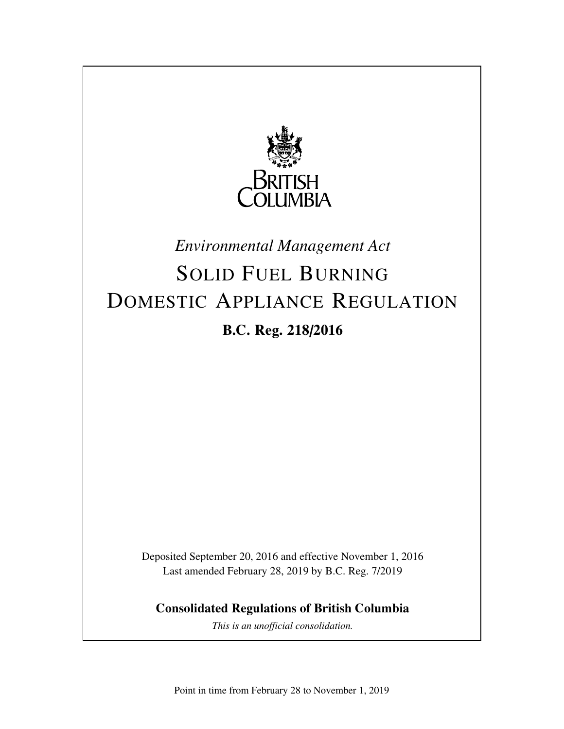BRITISH COLUMBIA

*Environmental Management Act*

# SOLID FUEL BURNING DOMESTIC APPLIANCE REGULATION

**B.C. Reg. 218/2016**

Deposited September 20, 2016 and effective November 1, 2016
Last amended February 28, 2019 by B.C. Reg. 7/2019

**Consolidated Regulations of British Columbia**

*This is an unofficial consolidation.*

Point in time from February 28 to November 1, 2019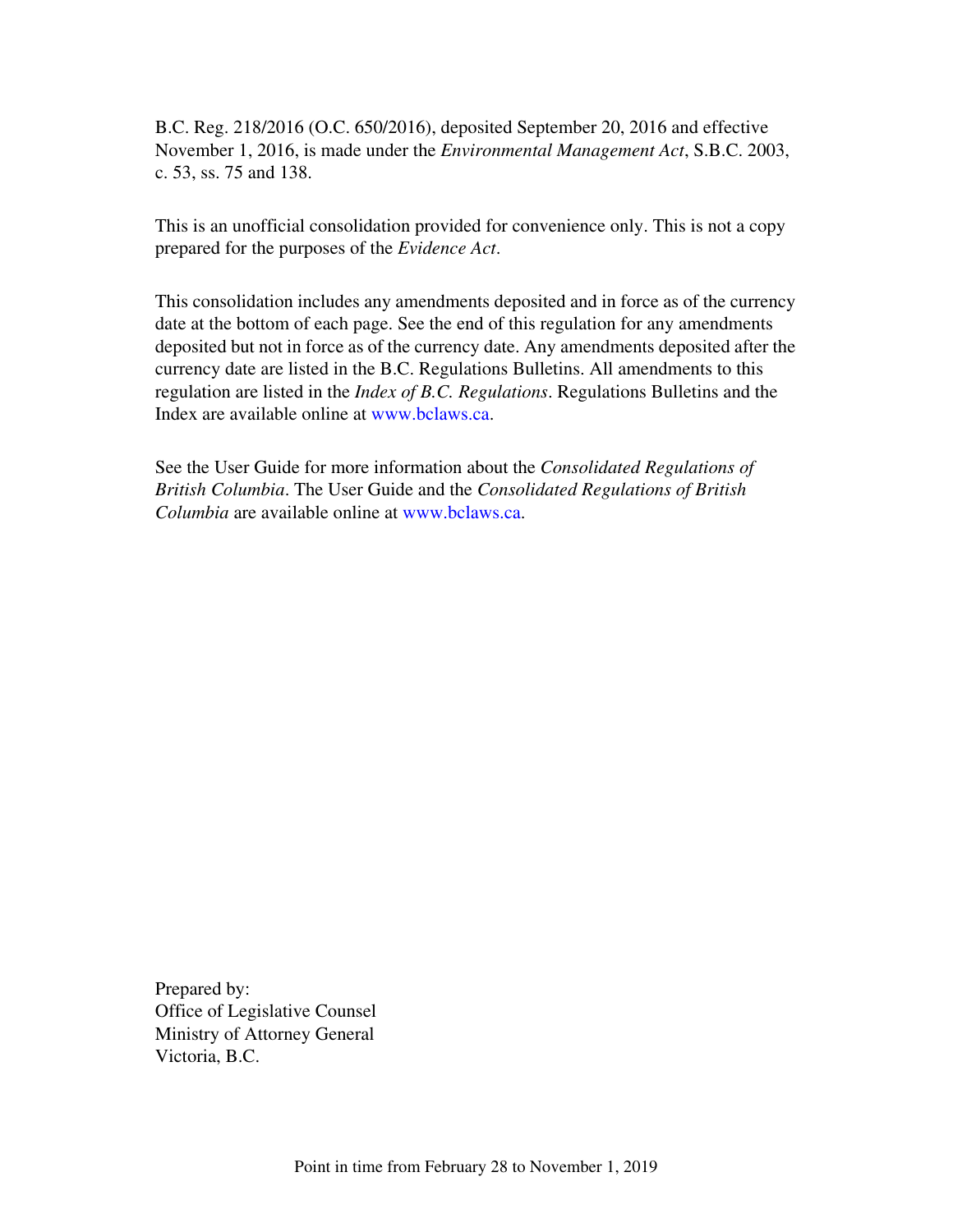B.C. Reg. 218/2016 (O.C. 650/2016), deposited September 20, 2016 and effective November 1, 2016, is made under the *Environmental Management Act*, S.B.C. 2003, c. 53, ss. 75 and 138.

This is an unofficial consolidation provided for convenience only. This is not a copy prepared for the purposes of the *Evidence Act*.

This consolidation includes any amendments deposited and in force as of the currency date at the bottom of each page. See the end of this regulation for any amendments deposited but not in force as of the currency date. Any amendments deposited after the currency date are listed in the B.C. Regulations Bulletins. All amendments to this regulation are listed in the *Index of B.C. Regulations*. Regulations Bulletins and the Index are available online at www.bclaws.ca.

See the User Guide for more information about the *Consolidated Regulations of British Columbia*. The User Guide and the *Consolidated Regulations of British Columbia* are available online at www.bclaws.ca.

Prepared by:
Office of Legislative Counsel
Ministry of Attorney General
Victoria, B.C.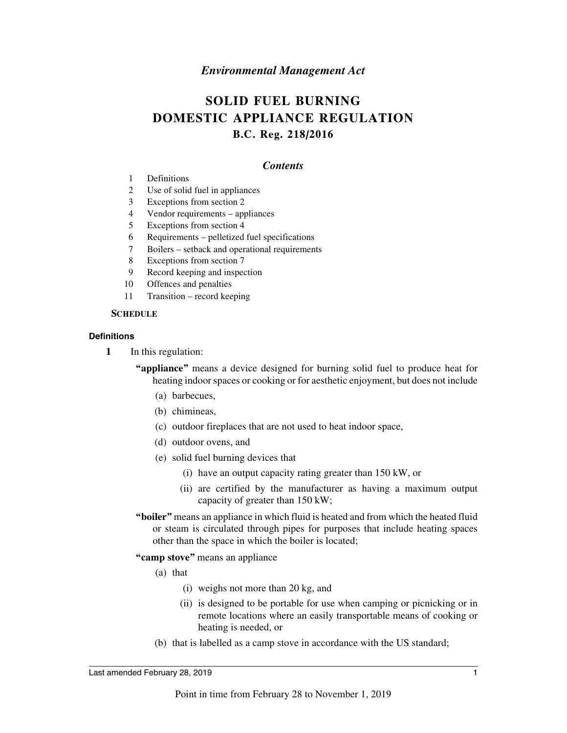*Environmental Management Act*

# SOLID FUEL BURNING DOMESTIC APPLIANCE REGULATION

## B.C. Reg. 218/2016

### *Contents*

1 Definitions
2 Use of solid fuel in appliances
3 Exceptions from section 2
4 Vendor requirements – appliances
5 Exceptions from section 4
6 Requirements – pelletized fuel specifications
7 Boilers – setback and operational requirements
8 Exceptions from section 7
9 Record keeping and inspection
10 Offences and penalties
11 Transition – record keeping

**SCHEDULE**

#### Definitions

**1** In this regulation:

**"appliance"** means a device designed for burning solid fuel to produce heat for heating indoor spaces or cooking or for aesthetic enjoyment, but does not include

(a) barbecues,

(b) chimineas,

(c) outdoor fireplaces that are not used to heat indoor space,

(d) outdoor ovens, and

(e) solid fuel burning devices that

(i) have an output capacity rating greater than 150 kW, or

(ii) are certified by the manufacturer as having a maximum output capacity of greater than 150 kW;

**"boiler"** means an appliance in which fluid is heated and from which the heated fluid or steam is circulated through pipes for purposes that include heating spaces other than the space in which the boiler is located;

**"camp stove"** means an appliance

(a) that

(i) weighs not more than 20 kg, and

(ii) is designed to be portable for use when camping or picnicking or in remote locations where an easily transportable means of cooking or heating is needed, or

(b) that is labelled as a camp stove in accordance with the US standard;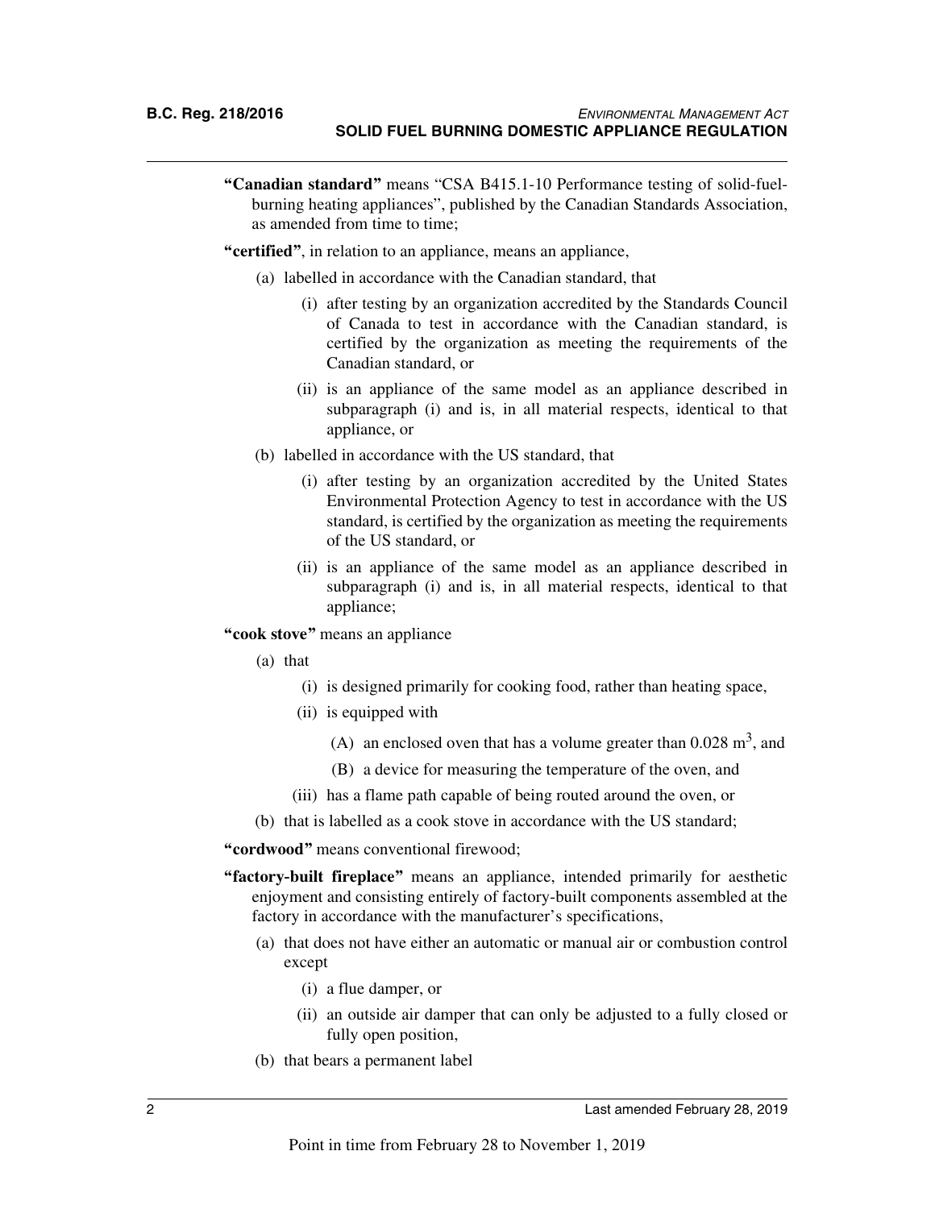**"Canadian standard"** means "CSA B415.1-10 Performance testing of solid-fuel-burning heating appliances", published by the Canadian Standards Association, as amended from time to time;

**"certified"**, in relation to an appliance, means an appliance,

- (a) labelled in accordance with the Canadian standard, that
  - (i) after testing by an organization accredited by the Standards Council of Canada to test in accordance with the Canadian standard, is certified by the organization as meeting the requirements of the Canadian standard, or
  - (ii) is an appliance of the same model as an appliance described in subparagraph (i) and is, in all material respects, identical to that appliance, or
- (b) labelled in accordance with the US standard, that
  - (i) after testing by an organization accredited by the United States Environmental Protection Agency to test in accordance with the US standard, is certified by the organization as meeting the requirements of the US standard, or
  - (ii) is an appliance of the same model as an appliance described in subparagraph (i) and is, in all material respects, identical to that appliance;

**"cook stove"** means an appliance

- (a) that
  - (i) is designed primarily for cooking food, rather than heating space,
  - (ii) is equipped with
    - (A) an enclosed oven that has a volume greater than 0.028 $m^3$, and
    - (B) a device for measuring the temperature of the oven, and
  - (iii) has a flame path capable of being routed around the oven, or
- (b) that is labelled as a cook stove in accordance with the US standard;

**"cordwood"** means conventional firewood;

**"factory-built fireplace"** means an appliance, intended primarily for aesthetic enjoyment and consisting entirely of factory-built components assembled at the factory in accordance with the manufacturer's specifications,

- (a) that does not have either an automatic or manual air or combustion control except
  - (i) a flue damper, or
  - (ii) an outside air damper that can only be adjusted to a fully closed or fully open position,
- (b) that bears a permanent label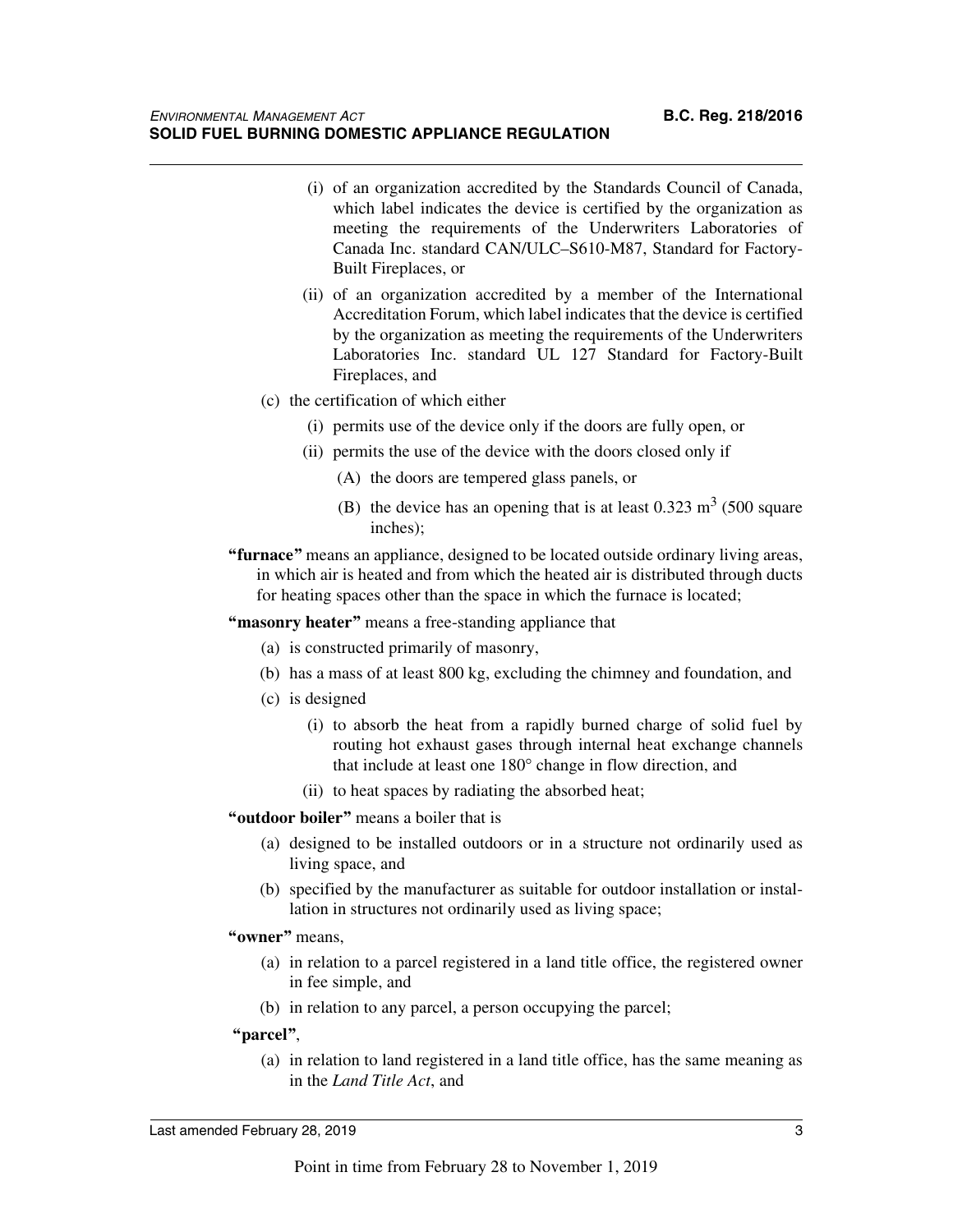(i) of an organization accredited by the Standards Council of Canada, which label indicates the device is certified by the organization as meeting the requirements of the Underwriters Laboratories of Canada Inc. standard CAN/ULC–S610-M87, Standard for Factory-Built Fireplaces, or

(ii) of an organization accredited by a member of the International Accreditation Forum, which label indicates that the device is certified by the organization as meeting the requirements of the Underwriters Laboratories Inc. standard UL 127 Standard for Factory-Built Fireplaces, and

(c) the certification of which either

(i) permits use of the device only if the doors are fully open, or

(ii) permits the use of the device with the doors closed only if

(A) the doors are tempered glass panels, or

(B) the device has an opening that is at least 0.323 $m^3$ (500 square inches);

**"furnace"** means an appliance, designed to be located outside ordinary living areas, in which air is heated and from which the heated air is distributed through ducts for heating spaces other than the space in which the furnace is located;

**"masonry heater"** means a free-standing appliance that

(a) is constructed primarily of masonry,

(b) has a mass of at least 800 kg, excluding the chimney and foundation, and

(c) is designed

(i) to absorb the heat from a rapidly burned charge of solid fuel by routing hot exhaust gases through internal heat exchange channels that include at least one 180° change in flow direction, and

(ii) to heat spaces by radiating the absorbed heat;

**"outdoor boiler"** means a boiler that is

(a) designed to be installed outdoors or in a structure not ordinarily used as living space, and

(b) specified by the manufacturer as suitable for outdoor installation or installation in structures not ordinarily used as living space;

**"owner"** means,

(a) in relation to a parcel registered in a land title office, the registered owner in fee simple, and

(b) in relation to any parcel, a person occupying the parcel;

**"parcel"**,

(a) in relation to land registered in a land title office, has the same meaning as in the *Land Title Act*, and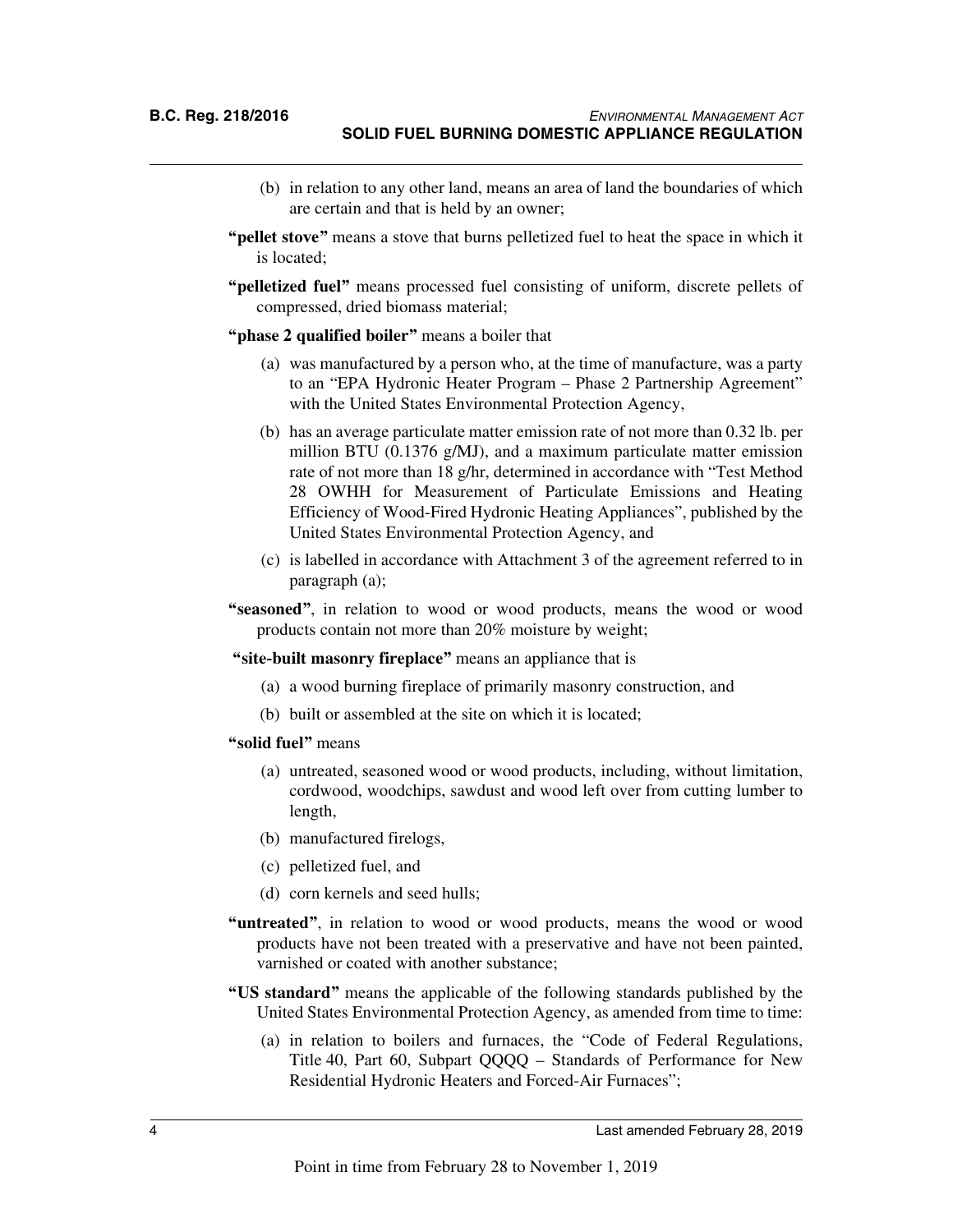(b) in relation to any other land, means an area of land the boundaries of which are certain and that is held by an owner;

**"pellet stove"** means a stove that burns pelletized fuel to heat the space in which it is located;

**"pelletized fuel"** means processed fuel consisting of uniform, discrete pellets of compressed, dried biomass material;

**"phase 2 qualified boiler"** means a boiler that

(a) was manufactured by a person who, at the time of manufacture, was a party to an "EPA Hydronic Heater Program – Phase 2 Partnership Agreement" with the United States Environmental Protection Agency,

(b) has an average particulate matter emission rate of not more than 0.32 lb. per million BTU (0.1376 g/MJ), and a maximum particulate matter emission rate of not more than 18 g/hr, determined in accordance with "Test Method 28 OWHH for Measurement of Particulate Emissions and Heating Efficiency of Wood-Fired Hydronic Heating Appliances", published by the United States Environmental Protection Agency, and

(c) is labelled in accordance with Attachment 3 of the agreement referred to in paragraph (a);

**"seasoned"**, in relation to wood or wood products, means the wood or wood products contain not more than 20% moisture by weight;

**"site-built masonry fireplace"** means an appliance that is

(a) a wood burning fireplace of primarily masonry construction, and

(b) built or assembled at the site on which it is located;

**"solid fuel"** means

(a) untreated, seasoned wood or wood products, including, without limitation, cordwood, woodchips, sawdust and wood left over from cutting lumber to length,

(b) manufactured firelogs,

(c) pelletized fuel, and

(d) corn kernels and seed hulls;

**"untreated"**, in relation to wood or wood products, means the wood or wood products have not been treated with a preservative and have not been painted, varnished or coated with another substance;

**"US standard"** means the applicable of the following standards published by the United States Environmental Protection Agency, as amended from time to time:

(a) in relation to boilers and furnaces, the "Code of Federal Regulations, Title 40, Part 60, Subpart QQQQ – Standards of Performance for New Residential Hydronic Heaters and Forced-Air Furnaces";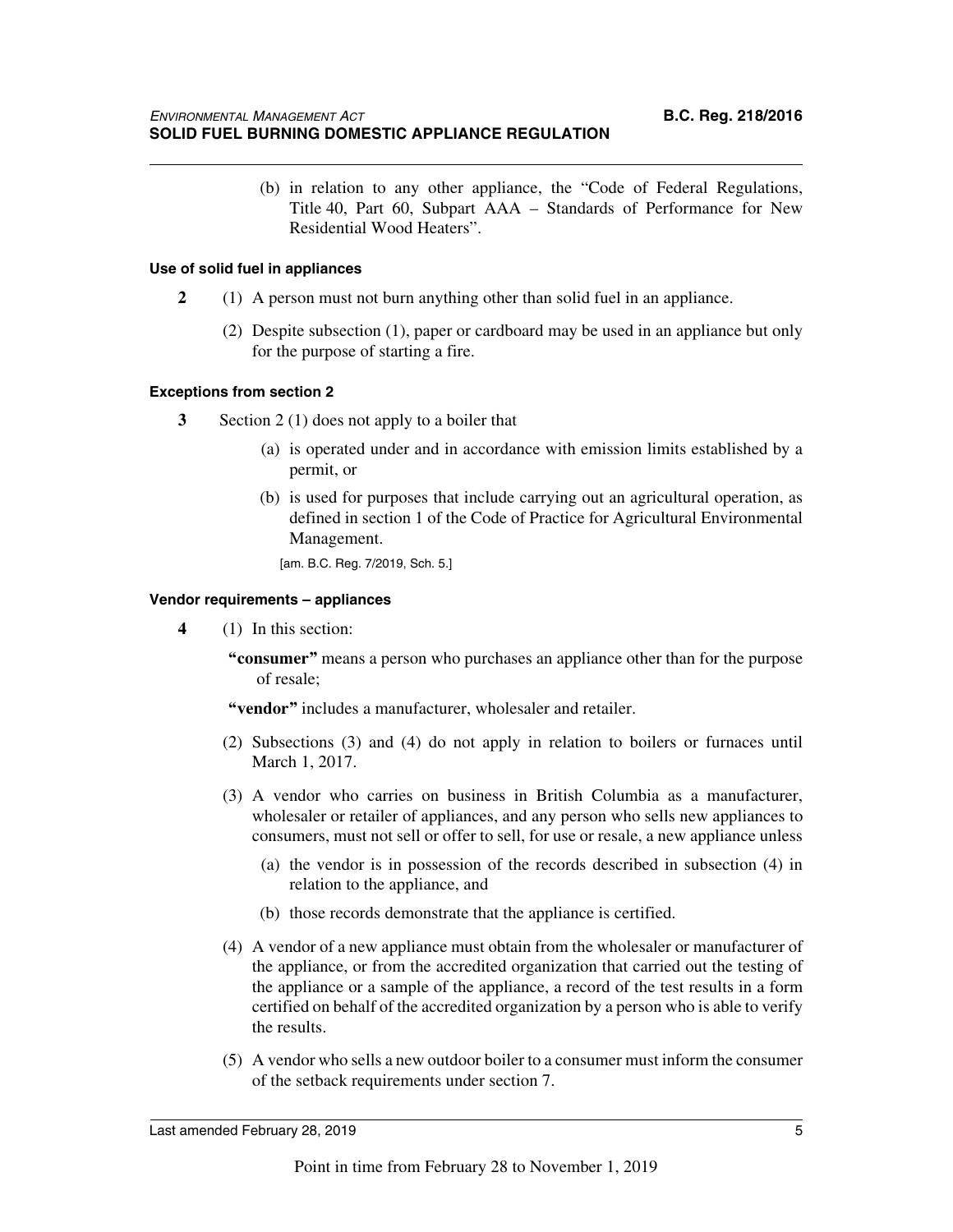(b) in relation to any other appliance, the "Code of Federal Regulations, Title 40, Part 60, Subpart AAA – Standards of Performance for New Residential Wood Heaters".

#### Use of solid fuel in appliances

**2** (1) A person must not burn anything other than solid fuel in an appliance.

(2) Despite subsection (1), paper or cardboard may be used in an appliance but only for the purpose of starting a fire.

#### Exceptions from section 2

**3** Section 2 (1) does not apply to a boiler that

(a) is operated under and in accordance with emission limits established by a permit, or

(b) is used for purposes that include carrying out an agricultural operation, as defined in section 1 of the Code of Practice for Agricultural Environmental Management.

[am. B.C. Reg. 7/2019, Sch. 5.]

#### Vendor requirements – appliances

**4** (1) In this section:

**"consumer"** means a person who purchases an appliance other than for the purpose of resale;

**"vendor"** includes a manufacturer, wholesaler and retailer.

(2) Subsections (3) and (4) do not apply in relation to boilers or furnaces until March 1, 2017.

(3) A vendor who carries on business in British Columbia as a manufacturer, wholesaler or retailer of appliances, and any person who sells new appliances to consumers, must not sell or offer to sell, for use or resale, a new appliance unless

(a) the vendor is in possession of the records described in subsection (4) in relation to the appliance, and

(b) those records demonstrate that the appliance is certified.

(4) A vendor of a new appliance must obtain from the wholesaler or manufacturer of the appliance, or from the accredited organization that carried out the testing of the appliance or a sample of the appliance, a record of the test results in a form certified on behalf of the accredited organization by a person who is able to verify the results.

(5) A vendor who sells a new outdoor boiler to a consumer must inform the consumer of the setback requirements under section 7.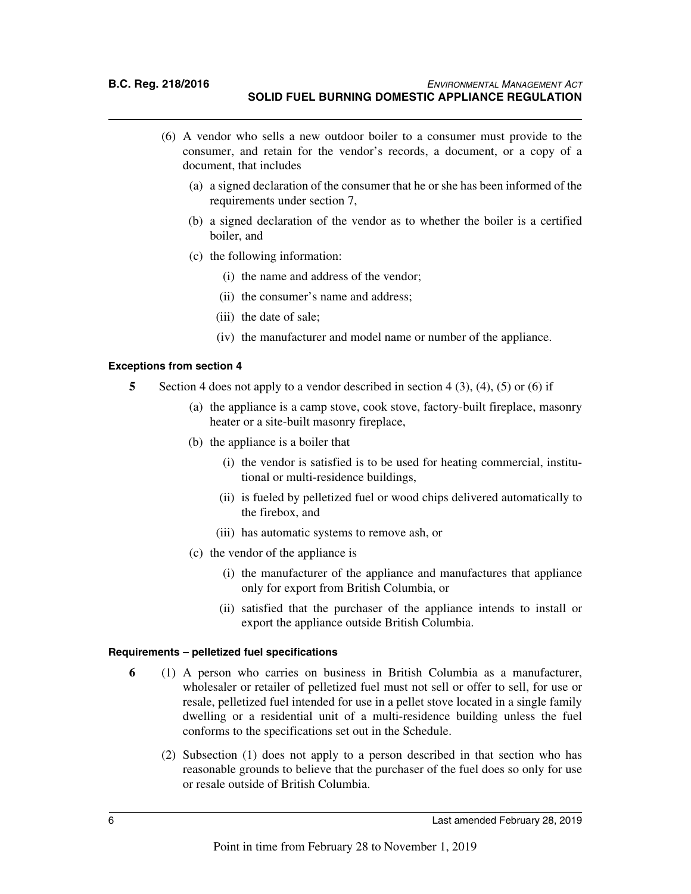(6) A vendor who sells a new outdoor boiler to a consumer must provide to the consumer, and retain for the vendor's records, a document, or a copy of a document, that includes

(a) a signed declaration of the consumer that he or she has been informed of the requirements under section 7,

(b) a signed declaration of the vendor as to whether the boiler is a certified boiler, and

(c) the following information:

(i) the name and address of the vendor;

(ii) the consumer's name and address;

(iii) the date of sale;

(iv) the manufacturer and model name or number of the appliance.

#### Exceptions from section 4

**5** Section 4 does not apply to a vendor described in section 4 (3), (4), (5) or (6) if

(a) the appliance is a camp stove, cook stove, factory-built fireplace, masonry heater or a site-built masonry fireplace,

(b) the appliance is a boiler that

(i) the vendor is satisfied is to be used for heating commercial, institutional or multi-residence buildings,

(ii) is fueled by pelletized fuel or wood chips delivered automatically to the firebox, and

(iii) has automatic systems to remove ash, or

(c) the vendor of the appliance is

(i) the manufacturer of the appliance and manufactures that appliance only for export from British Columbia, or

(ii) satisfied that the purchaser of the appliance intends to install or export the appliance outside British Columbia.

#### Requirements – pelletized fuel specifications

**6** (1) A person who carries on business in British Columbia as a manufacturer, wholesaler or retailer of pelletized fuel must not sell or offer to sell, for use or resale, pelletized fuel intended for use in a pellet stove located in a single family dwelling or a residential unit of a multi-residence building unless the fuel conforms to the specifications set out in the Schedule.

(2) Subsection (1) does not apply to a person described in that section who has reasonable grounds to believe that the purchaser of the fuel does so only for use or resale outside of British Columbia.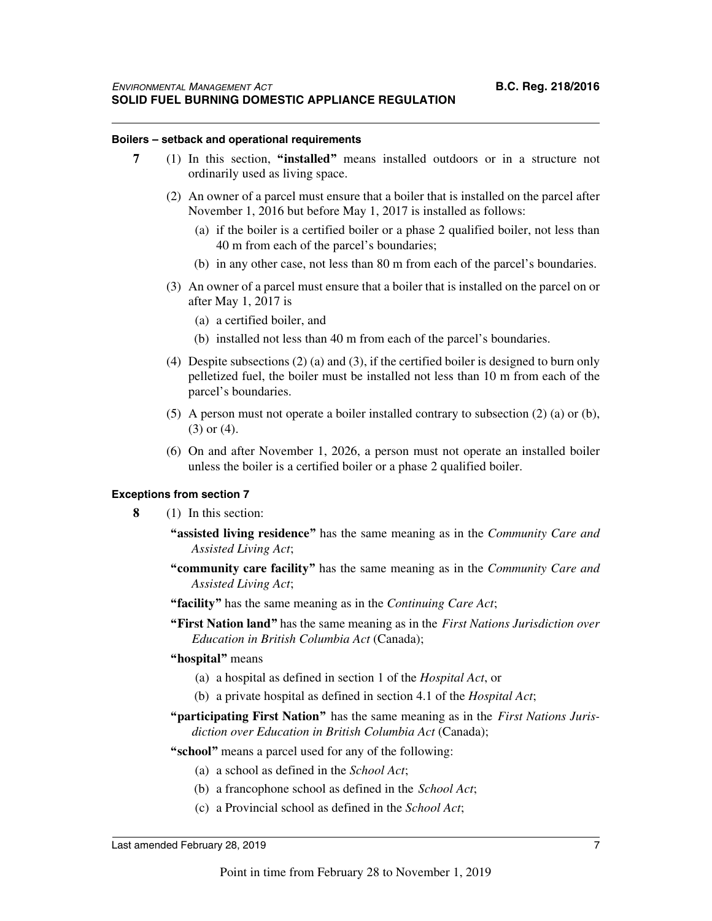**Boilers – setback and operational requirements**

**7** (1) In this section, **"installed"** means installed outdoors or in a structure not ordinarily used as living space.

(2) An owner of a parcel must ensure that a boiler that is installed on the parcel after November 1, 2016 but before May 1, 2017 is installed as follows:

(a) if the boiler is a certified boiler or a phase 2 qualified boiler, not less than 40 m from each of the parcel's boundaries;

(b) in any other case, not less than 80 m from each of the parcel's boundaries.

(3) An owner of a parcel must ensure that a boiler that is installed on the parcel on or after May 1, 2017 is

(a) a certified boiler, and

(b) installed not less than 40 m from each of the parcel's boundaries.

(4) Despite subsections (2) (a) and (3), if the certified boiler is designed to burn only pelletized fuel, the boiler must be installed not less than 10 m from each of the parcel's boundaries.

(5) A person must not operate a boiler installed contrary to subsection (2) (a) or (b), (3) or (4).

(6) On and after November 1, 2026, a person must not operate an installed boiler unless the boiler is a certified boiler or a phase 2 qualified boiler.

**Exceptions from section 7**

**8** (1) In this section:

**"assisted living residence"** has the same meaning as in the *Community Care and Assisted Living Act*;

**"community care facility"** has the same meaning as in the *Community Care and Assisted Living Act*;

**"facility"** has the same meaning as in the *Continuing Care Act*;

**"First Nation land"** has the same meaning as in the *First Nations Jurisdiction over Education in British Columbia Act* (Canada);

**"hospital"** means

(a) a hospital as defined in section 1 of the *Hospital Act*, or

(b) a private hospital as defined in section 4.1 of the *Hospital Act*;

**"participating First Nation"** has the same meaning as in the *First Nations Jurisdiction over Education in British Columbia Act* (Canada);

**"school"** means a parcel used for any of the following:

(a) a school as defined in the *School Act*;

(b) a francophone school as defined in the *School Act*;

(c) a Provincial school as defined in the *School Act*;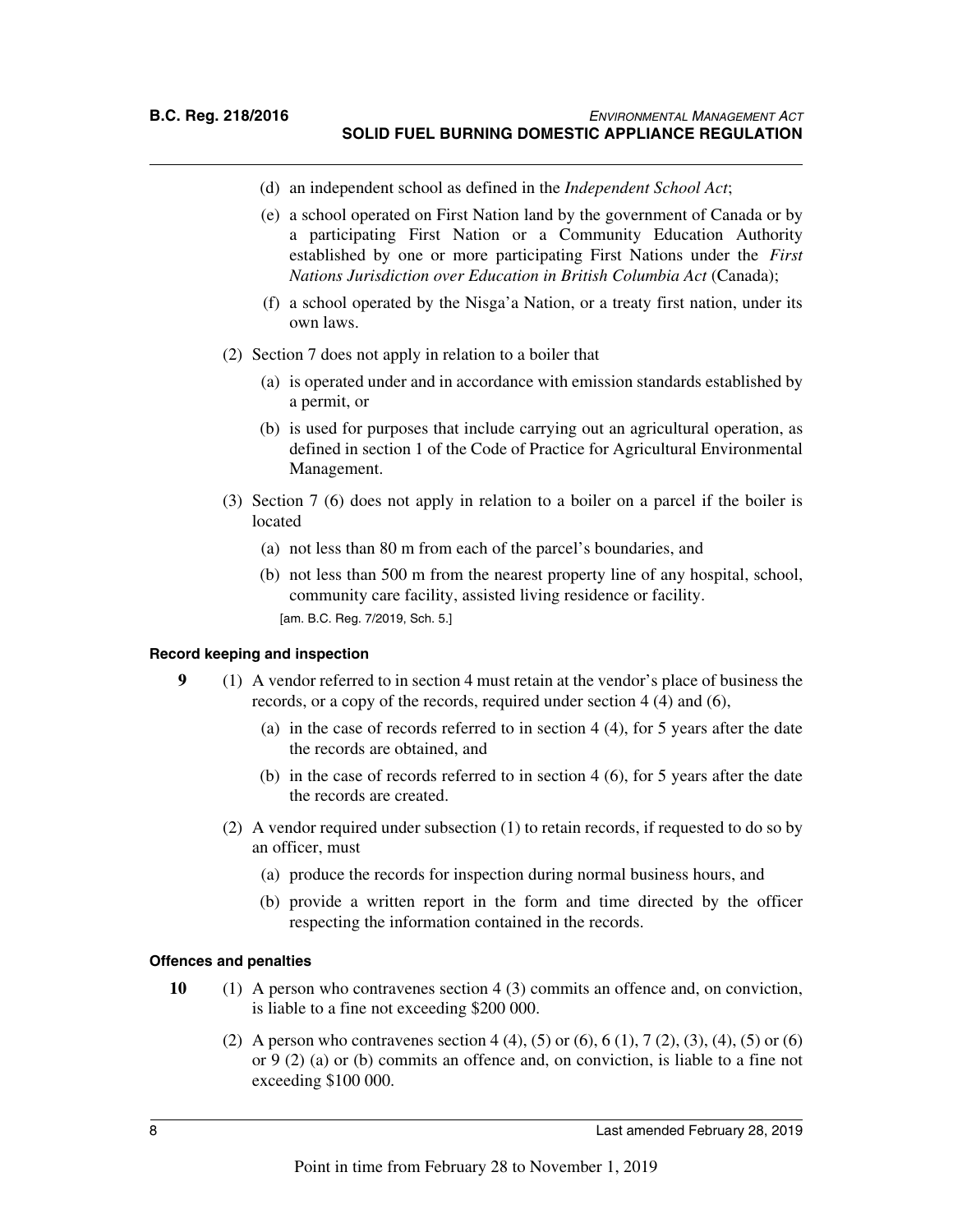(d) an independent school as defined in the *Independent School Act*;

(e) a school operated on First Nation land by the government of Canada or by a participating First Nation or a Community Education Authority established by one or more participating First Nations under the *First Nations Jurisdiction over Education in British Columbia Act* (Canada);

(f) a school operated by the Nisga'a Nation, or a treaty first nation, under its own laws.

(2) Section 7 does not apply in relation to a boiler that

(a) is operated under and in accordance with emission standards established by a permit, or

(b) is used for purposes that include carrying out an agricultural operation, as defined in section 1 of the Code of Practice for Agricultural Environmental Management.

(3) Section 7 (6) does not apply in relation to a boiler on a parcel if the boiler is located

(a) not less than 80 m from each of the parcel's boundaries, and

(b) not less than 500 m from the nearest property line of any hospital, school, community care facility, assisted living residence or facility.

[am. B.C. Reg. 7/2019, Sch. 5.]

#### Record keeping and inspection

**9** (1) A vendor referred to in section 4 must retain at the vendor's place of business the records, or a copy of the records, required under section 4 (4) and (6),

(a) in the case of records referred to in section 4 (4), for 5 years after the date the records are obtained, and

(b) in the case of records referred to in section 4 (6), for 5 years after the date the records are created.

(2) A vendor required under subsection (1) to retain records, if requested to do so by an officer, must

(a) produce the records for inspection during normal business hours, and

(b) provide a written report in the form and time directed by the officer respecting the information contained in the records.

#### Offences and penalties

**10** (1) A person who contravenes section 4 (3) commits an offence and, on conviction, is liable to a fine not exceeding $200 000.

(2) A person who contravenes section 4 (4), (5) or (6), 6 (1), 7 (2), (3), (4), (5) or (6) or 9 (2) (a) or (b) commits an offence and, on conviction, is liable to a fine not exceeding $100 000.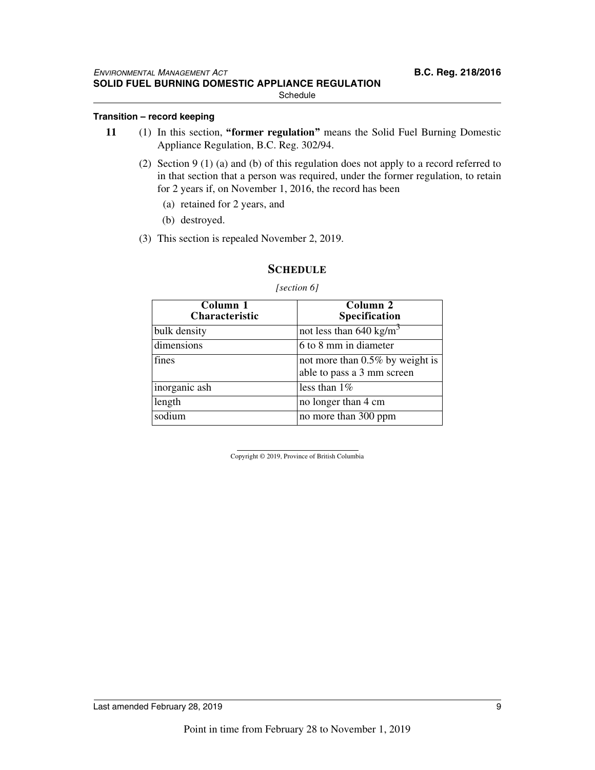#### Transition – record keeping

**11** (1) In this section, **"former regulation"** means the Solid Fuel Burning Domestic Appliance Regulation, B.C. Reg. 302/94.

(2) Section 9 (1) (a) and (b) of this regulation does not apply to a record referred to in that section that a person was required, under the former regulation, to retain for 2 years if, on November 1, 2016, the record has been

(a) retained for 2 years, and

(b) destroyed.

(3) This section is repealed November 2, 2019.

## SCHEDULE

*[section 6]*

| Column 1 Characteristic | Column 2 Specification |
|---|---|
| bulk density | not less than 640 $kg/m^3$ |
| dimensions | 6 to 8 mm in diameter |
| fines | not more than 0.5% by weight is able to pass a 3 mm screen |
| inorganic ash | less than 1% |
| length | no longer than 4 cm |
| sodium | no more than 300 ppm |

Copyright © 2019, Province of British Columbia